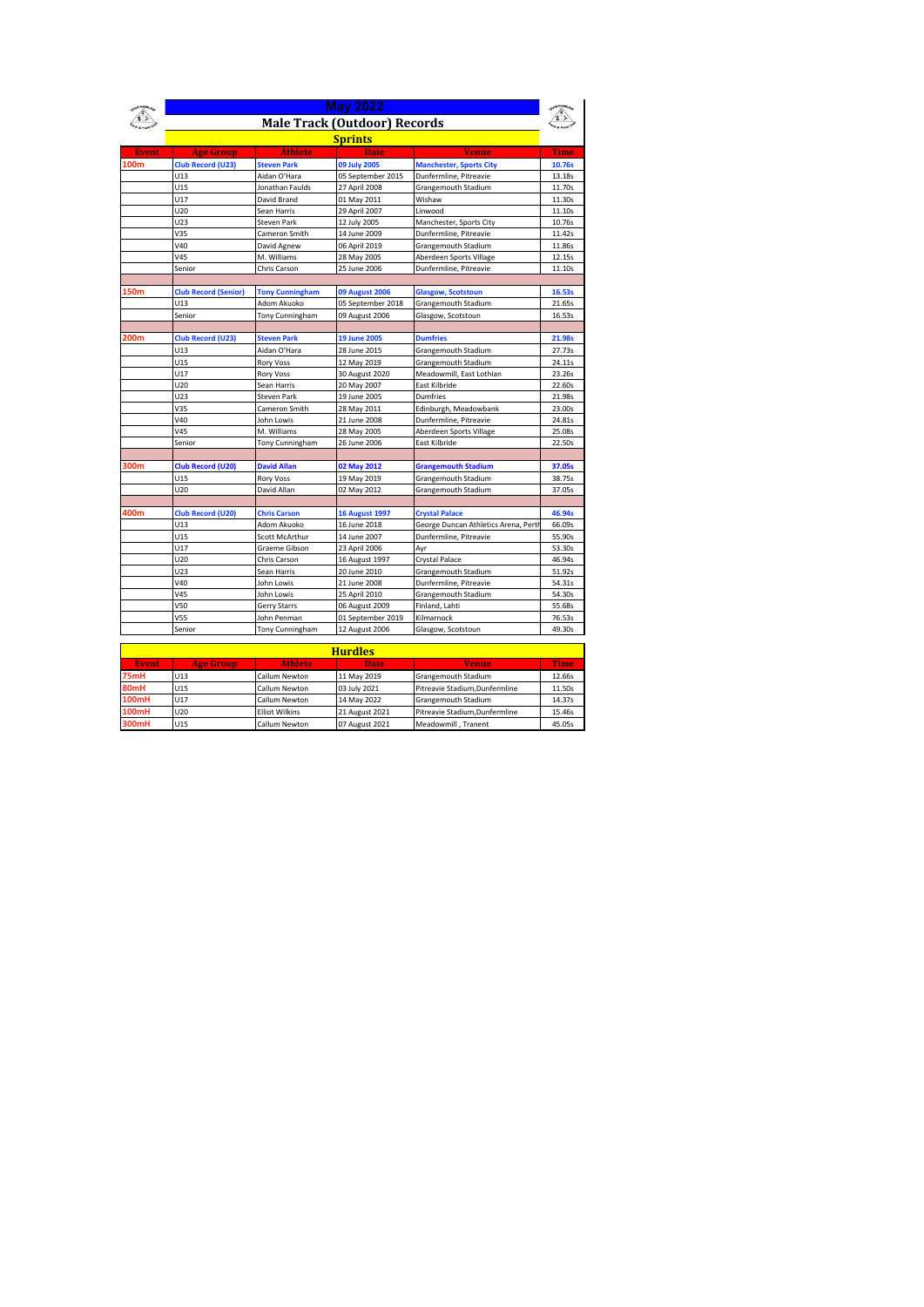# May 2022

## Male Track (Outdoor) Records

### Sprints

| Event | Age Group | Athlete | Date | Venue | Time |
|---|---|---|---|---|---|
| 100m | Club Record (U23) | Steven Park | 09 July 2005 | Manchester, Sports City | 10.76s |
| | U13 | Aidan O'Hara | 05 September 2015 | Dunfermline, Pitreavie | 13.18s |
| | U15 | Jonathan Faulds | 27 April 2008 | Grangemouth Stadium | 11.70s |
| | U17 | David Brand | 01 May 2011 | Wishaw | 11.30s |
| | U20 | Sean Harris | 29 April 2007 | Linwood | 11.10s |
| | U23 | Steven Park | 12 July 2005 | Manchester, Sports City | 10.76s |
| | V35 | Cameron Smith | 14 June 2009 | Dunfermline, Pitreavie | 11.42s |
| | V40 | David Agnew | 06 April 2019 | Grangemouth Stadium | 11.86s |
| | V45 | M. Williams | 28 May 2005 | Aberdeen Sports Village | 12.15s |
| | Senior | Chris Carson | 25 June 2006 | Dunfermline, Pitreavie | 11.10s |
| | | | | | |
| 150m | Club Record (Senior) | Tony Cunningham | 09 August 2006 | Glasgow, Scotstoun | 16.53s |
| | U13 | Adom Akuoko | 05 September 2018 | Grangemouth Stadium | 21.65s |
| | Senior | Tony Cunningham | 09 August 2006 | Glasgow, Scotstoun | 16.53s |
| | | | | | |
| 200m | Club Record (U23) | Steven Park | 19 June 2005 | Dumfries | 21.98s |
| | U13 | Aidan O'Hara | 28 June 2015 | Grangemouth Stadium | 27.73s |
| | U15 | Rory Voss | 12 May 2019 | Grangemouth Stadium | 24.11s |
| | U17 | Rory Voss | 30 August 2020 | Meadowmill, East Lothian | 23.26s |
| | U20 | Sean Harris | 20 May 2007 | East Kilbride | 22.60s |
| | U23 | Steven Park | 19 June 2005 | Dumfries | 21.98s |
| | V35 | Cameron Smith | 28 May 2011 | Edinburgh, Meadowbank | 23.00s |
| | V40 | John Lowis | 21 June 2008 | Dunfermline, Pitreavie | 24.81s |
| | V45 | M. Williams | 28 May 2005 | Aberdeen Sports Village | 25.08s |
| | Senior | Tony Cunningham | 26 June 2006 | East Kilbride | 22.50s |
| | | | | | |
| 300m | Club Record (U20) | David Allan | 02 May 2012 | Grangemouth Stadium | 37.05s |
| | U15 | Rory Voss | 19 May 2019 | Grangemouth Stadium | 38.75s |
| | U20 | David Allan | 02 May 2012 | Grangemouth Stadium | 37.05s |
| | | | | | |
| 400m | Club Record (U20) | Chris Carson | 16 August 1997 | Crystal Palace | 46.94s |
| | U13 | Adom Akuoko | 16 June 2018 | George Duncan Athletics Arena, Perth | 66.09s |
| | U15 | Scott McArthur | 14 June 2007 | Dunfermline, Pitreavie | 55.90s |
| | U17 | Graeme Gibson | 23 April 2006 | Ayr | 53.30s |
| | U20 | Chris Carson | 16 August 1997 | Crystal Palace | 46.94s |
| | U23 | Sean Harris | 20 June 2010 | Grangemouth Stadium | 51.92s |
| | V40 | John Lowis | 21 June 2008 | Dunfermline, Pitreavie | 54.31s |
| | V45 | John Lowis | 25 April 2010 | Grangemouth Stadium | 54.30s |
| | V50 | Gerry Starrs | 06 August 2009 | Finland, Lahti | 55.68s |
| | V55 | John Penman | 01 September 2019 | Kilmarnock | 76.53s |
| | Senior | Tony Cunningham | 12 August 2006 | Glasgow, Scotstoun | 49.30s |

### Hurdles

| Event | Age Group | Athlete | Date | Venue | Time |
|---|---|---|---|---|---|
| 75mH | U13 | Callum Newton | 11 May 2019 | Grangemouth Stadium | 12.66s |
| 80mH | U15 | Callum Newton | 03 July 2021 | Pitreavie Stadium,Dunfermline | 11.50s |
| 100mH | U17 | Callum Newton | 14 May 2022 | Grangemouth Stadium | 14.37s |
| 100mH | U20 | Elliot Wilkins | 21 August 2021 | Pitreavie Stadium,Dunfermline | 15.46s |
| 300mH | U15 | Callum Newton | 07 August 2021 | Meadowmill , Tranent | 45.05s |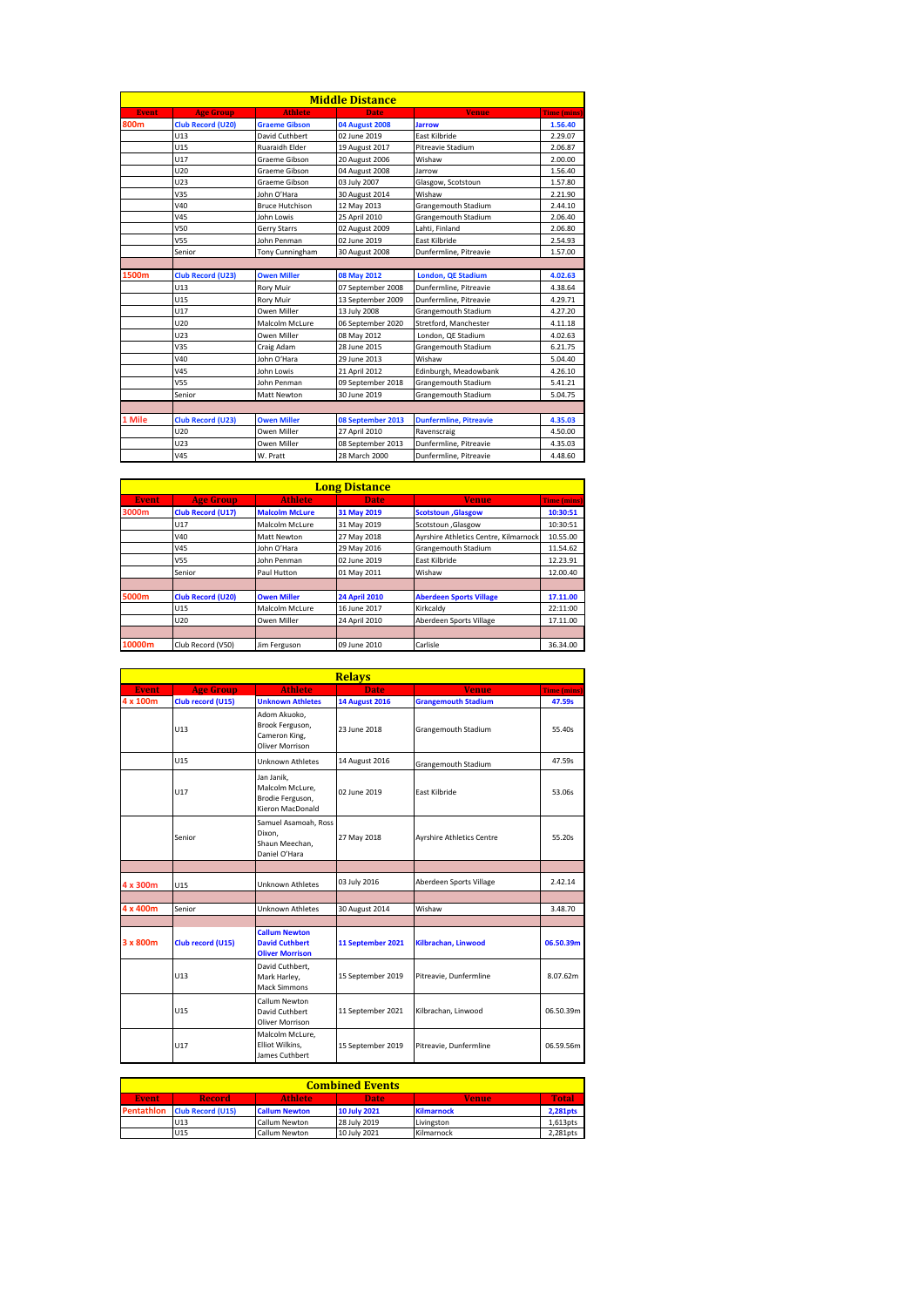## Middle Distance

| Event | Age Group | Athlete | Date | Venue | Time (mins) |
|---|---|---|---|---|---|
| **800m** | **Club Record (U20)** | **Graeme Gibson** | **04 August 2008** | **Jarrow** | **1.56.40** |
| | U13 | David Cuthbert | 02 June 2019 | East Kilbride | 2.29.07 |
| | U15 | Ruaraidh Elder | 19 August 2017 | Pitreavie Stadium | 2.06.87 |
| | U17 | Graeme Gibson | 20 August 2006 | Wishaw | 2.00.00 |
| | U20 | Graeme Gibson | 04 August 2008 | Jarrow | 1.56.40 |
| | U23 | Graeme Gibson | 03 July 2007 | Glasgow, Scotstoun | 1.57.80 |
| | V35 | John O'Hara | 30 August 2014 | Wishaw | 2.21.90 |
| | V40 | Bruce Hutchison | 12 May 2013 | Grangemouth Stadium | 2.44.10 |
| | V45 | John Lowis | 25 April 2010 | Grangemouth Stadium | 2.06.40 |
| | V50 | Gerry Starrs | 02 August 2009 | Lahti, Finland | 2.06.80 |
| | V55 | John Penman | 02 June 2019 | East Kilbride | 2.54.93 |
| | Senior | Tony Cunningham | 30 August 2008 | Dunfermline, Pitreavie | 1.57.00 |
| | | | | | |
| **1500m** | **Club Record (U23)** | **Owen Miller** | **08 May 2012** | **London, QE Stadium** | **4.02.63** |
| | U13 | Rory Muir | 07 September 2008 | Dunfermline, Pitreavie | 4.38.64 |
| | U15 | Rory Muir | 13 September 2009 | Dunfermline, Pitreavie | 4.29.71 |
| | U17 | Owen Miller | 13 July 2008 | Grangemouth Stadium | 4.27.20 |
| | U20 | Malcolm McLure | 06 September 2020 | Stretford, Manchester | 4.11.18 |
| | U23 | Owen Miller | 08 May 2012 | London, QE Stadium | 4.02.63 |
| | V35 | Craig Adam | 28 June 2015 | Grangemouth Stadium | 6.21.75 |
| | V40 | John O'Hara | 29 June 2013 | Wishaw | 5.04.40 |
| | V45 | John Lowis | 21 April 2012 | Edinburgh, Meadowbank | 4.26.10 |
| | V55 | John Penman | 09 September 2018 | Grangemouth Stadium | 5.41.21 |
| | Senior | Matt Newton | 30 June 2019 | Grangemouth Stadium | 5.04.75 |
| | | | | | |
| **1 Mile** | **Club Record (U23)** | **Owen Miller** | **08 September 2013** | **Dunfermline, Pitreavie** | **4.35.03** |
| | U20 | Owen Miller | 27 April 2010 | Ravenscraig | 4.50.00 |
| | U23 | Owen Miller | 08 September 2013 | Dunfermline, Pitreavie | 4.35.03 |
| | V45 | W. Pratt | 28 March 2000 | Dunfermline, Pitreavie | 4.48.60 |

## Long Distance

| Event | Age Group | Athlete | Date | Venue | Time (mins) |
|---|---|---|---|---|---|
| **3000m** | **Club Record (U17)** | **Malcolm McLure** | **31 May 2019** | **Scotstoun ,Glasgow** | **10:30:51** |
| | U17 | Malcolm McLure | 31 May 2019 | Scotstoun ,Glasgow | 10:30:51 |
| | V40 | Matt Newton | 27 May 2018 | Ayrshire Athletics Centre, Kilmarnock | 10.55.00 |
| | V45 | John O'Hara | 29 May 2016 | Grangemouth Stadium | 11.54.62 |
| | V55 | John Penman | 02 June 2019 | East Kilbride | 12.23.91 |
| | Senior | Paul Hutton | 01 May 2011 | Wishaw | 12.00.40 |
| | | | | | |
| **5000m** | **Club Record (U20)** | **Owen Miller** | **24 April 2010** | **Aberdeen Sports Village** | **17.11.00** |
| | U15 | Malcolm McLure | 16 June 2017 | Kirkcaldy | 22:11:00 |
| | U20 | Owen Miller | 24 April 2010 | Aberdeen Sports Village | 17.11.00 |
| | | | | | |
| **10000m** | Club Record (V50) | Jim Ferguson | 09 June 2010 | Carlisle | 36.34.00 |

## Relays

| Event | Age Group | Athlete | Date | Venue | Time (mins) |
|---|---|---|---|---|---|
| **4 x 100m** | **Club record (U15)** | **Unknown Athletes** | **14 August 2016** | **Grangemouth Stadium** | **47.59s** |
| | U13 | Adom Akuoko, Brook Ferguson, Cameron King, Oliver Morrison | 23 June 2018 | Grangemouth Stadium | 55.40s |
| | U15 | Unknown Athletes | 14 August 2016 | Grangemouth Stadium | 47.59s |
| | U17 | Jan Janik, Malcolm McLure, Brodie Ferguson, Kieron MacDonald | 02 June 2019 | East Kilbride | 53.06s |
| | Senior | Samuel Asamoah, Ross Dixon, Shaun Meechan, Daniel O'Hara | 27 May 2018 | Ayrshire Athletics Centre | 55.20s |
| | | | | | |
| **4 x 300m** | U15 | Unknown Athletes | 03 July 2016 | Aberdeen Sports Village | 2.42.14 |
| | | | | | |
| **4 x 400m** | Senior | Unknown Athletes | 30 August 2014 | Wishaw | 3.48.70 |
| | | | | | |
| **3 x 800m** | **Club record (U15)** | **Callum Newton David Cuthbert Oliver Morrison** | **11 September 2021** | **Kilbrachan, Linwood** | **06.50.39m** |
| | U13 | David Cuthbert, Mark Harley, Mack Simmons | 15 September 2019 | Pitreavie, Dunfermline | 8.07.62m |
| | U15 | Callum Newton David Cuthbert Oliver Morrison | 11 September 2021 | Kilbrachan, Linwood | 06.50.39m |
| | U17 | Malcolm McLure, Elliot Wilkins, James Cuthbert | 15 September 2019 | Pitreavie, Dunfermline | 06.59.56m |

## Combined Events

| Event | Record | Athlete | Date | Venue | Total |
|---|---|---|---|---|---|
| **Pentathlon** | **Club Record (U15)** | **Callum Newton** | **10 July 2021** | **Kilmarnock** | **2,281pts** |
| | U13 | Callum Newton | 28 July 2019 | Livingston | 1,613pts |
| | U15 | Callum Newton | 10 July 2021 | Kilmarnock | 2,281pts |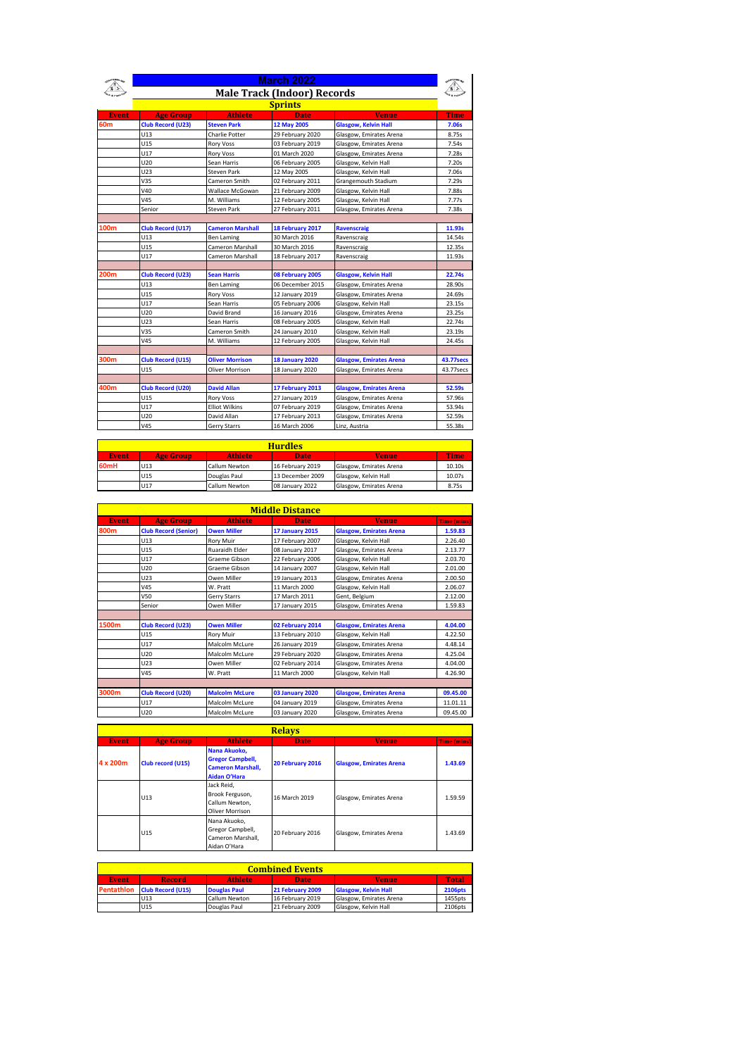# March 2022

## Male Track (Indoor) Records

### Sprints

| Event | Age Group | Athlete | Date | Venue | Time |
|---|---|---|---|---|---|
| **60m** | **Club Record (U23)** | **Steven Park** | **12 May 2005** | **Glasgow, Kelvin Hall** | **7.06s** |
| | U13 | Charlie Potter | 29 February 2020 | Glasgow, Emirates Arena | 8.75s |
| | U15 | Rory Voss | 03 February 2019 | Glasgow, Emirates Arena | 7.54s |
| | U17 | Rory Voss | 01 March 2020 | Glasgow, Emirates Arena | 7.28s |
| | U20 | Sean Harris | 06 February 2005 | Glasgow, Kelvin Hall | 7.20s |
| | U23 | Steven Park | 12 May 2005 | Glasgow, Kelvin Hall | 7.06s |
| | V35 | Cameron Smith | 02 February 2011 | Grangemouth Stadium | 7.29s |
| | V40 | Wallace McGowan | 21 February 2009 | Glasgow, Kelvin Hall | 7.88s |
| | V45 | M. Williams | 12 February 2005 | Glasgow, Kelvin Hall | 7.77s |
| | Senior | Steven Park | 27 February 2011 | Glasgow, Emirates Arena | 7.38s |
| | | | | | |
| **100m** | **Club Record (U17)** | **Cameron Marshall** | **18 February 2017** | **Ravenscraig** | **11.93s** |
| | U13 | Ben Laming | 30 March 2016 | Ravenscraig | 14.54s |
| | U15 | Cameron Marshall | 30 March 2016 | Ravenscraig | 12.35s |
| | U17 | Cameron Marshall | 18 February 2017 | Ravenscraig | 11.93s |
| | | | | | |
| **200m** | **Club Record (U23)** | **Sean Harris** | **08 February 2005** | **Glasgow, Kelvin Hall** | **22.74s** |
| | U13 | Ben Laming | 06 December 2015 | Glasgow, Emirates Arena | 28.90s |
| | U15 | Rory Voss | 12 January 2019 | Glasgow, Emirates Arena | 24.69s |
| | U17 | Sean Harris | 05 February 2006 | Glasgow, Kelvin Hall | 23.15s |
| | U20 | David Brand | 16 January 2016 | Glasgow, Emirates Arena | 23.25s |
| | U23 | Sean Harris | 08 February 2005 | Glasgow, Kelvin Hall | 22.74s |
| | V35 | Cameron Smith | 24 January 2010 | Glasgow, Kelvin Hall | 23.19s |
| | V45 | M. Williams | 12 February 2005 | Glasgow, Kelvin Hall | 24.45s |
| | | | | | |
| **300m** | **Club Record (U15)** | **Oliver Morrison** | **18 January 2020** | **Glasgow, Emirates Arena** | **43.77secs** |
| | U15 | Oliver Morrison | 18 January 2020 | Glasgow, Emirates Arena | 43.77secs |
| | | | | | |
| **400m** | **Club Record (U20)** | **David Allan** | **17 February 2013** | **Glasgow, Emirates Arena** | **52.59s** |
| | U15 | Rory Voss | 27 January 2019 | Glasgow, Emirates Arena | 57.96s |
| | U17 | Elliot Wilkins | 07 February 2019 | Glasgow, Emirates Arena | 53.94s |
| | U20 | David Allan | 17 February 2013 | Glasgow, Emirates Arena | 52.59s |
| | V45 | Gerry Starrs | 16 March 2006 | Linz, Austria | 55.38s |

### Hurdles

| Event | Age Group | Athlete | Date | Venue | Time |
|---|---|---|---|---|---|
| **60mH** | U13 | Callum Newton | 16 February 2019 | Glasgow, Emirates Arena | 10.10s |
| | U15 | Douglas Paul | 13 December 2009 | Glasgow, Kelvin Hall | 10.07s |
| | U17 | Callum Newton | 08 January 2022 | Glasgow, Emirates Arena | 8.75s |

### Middle Distance

| Event | Age Group | Athlete | Date | Venue | Time (mins) |
|---|---|---|---|---|---|
| **800m** | **Club Record (Senior)** | **Owen Miller** | **17 January 2015** | **Glasgow, Emirates Arena** | **1.59.83** |
| | U13 | Rory Muir | 17 February 2007 | Glasgow, Kelvin Hall | 2.26.40 |
| | U15 | Ruaraidh Elder | 08 January 2017 | Glasgow, Emirates Arena | 2.13.77 |
| | U17 | Graeme Gibson | 22 February 2006 | Glasgow, Kelvin Hall | 2.03.70 |
| | U20 | Graeme Gibson | 14 January 2007 | Glasgow, Kelvin Hall | 2.01.00 |
| | U23 | Owen Miller | 19 January 2013 | Glasgow, Emirates Arena | 2.00.50 |
| | V45 | W. Pratt | 11 March 2000 | Glasgow, Kelvin Hall | 2.06.07 |
| | V50 | Gerry Starrs | 17 March 2011 | Gent, Belgium | 2.12.00 |
| | Senior | Owen Miller | 17 January 2015 | Glasgow, Emirates Arena | 1.59.83 |
| | | | | | |
| **1500m** | **Club Record (U23)** | **Owen Miller** | **02 February 2014** | **Glasgow, Emirates Arena** | **4.04.00** |
| | U15 | Rory Muir | 13 February 2010 | Glasgow, Kelvin Hall | 4.22.50 |
| | U17 | Malcolm McLure | 26 January 2019 | Glasgow, Emirates Arena | 4.48.14 |
| | U20 | Malcolm McLure | 29 February 2020 | Glasgow, Emirates Arena | 4.25.04 |
| | U23 | Owen Miller | 02 February 2014 | Glasgow, Emirates Arena | 4.04.00 |
| | V45 | W. Pratt | 11 March 2000 | Glasgow, Kelvin Hall | 4.26.90 |
| | | | | | |
| **3000m** | **Club Record (U20)** | **Malcolm McLure** | **03 January 2020** | **Glasgow, Emirates Arena** | **09.45.00** |
| | U17 | Malcolm McLure | 04 January 2019 | Glasgow, Emirates Arena | 11.01.11 |
| | U20 | Malcolm McLure | 03 January 2020 | Glasgow, Emirates Arena | 09.45.00 |

### Relays

| Event | Age Group | Athlete | Date | Venue | Time (mins) |
|---|---|---|---|---|---|
| **4 x 200m** | **Club record (U15)** | **Nana Akuoko, Gregor Campbell, Cameron Marshall, Aidan O'Hara** | **20 February 2016** | **Glasgow, Emirates Arena** | **1.43.69** |
| | U13 | Jack Reid, Brook Ferguson, Callum Newton, Oliver Morrison | 16 March 2019 | Glasgow, Emirates Arena | 1.59.59 |
| | U15 | Nana Akuoko, Gregor Campbell, Cameron Marshall, Aidan O'Hara | 20 February 2016 | Glasgow, Emirates Arena | 1.43.69 |

### Combined Events

| Event | Record | Athlete | Date | Venue | Total |
|---|---|---|---|---|---|
| **Pentathlon** | **Club Record (U15)** | **Douglas Paul** | **21 February 2009** | **Glasgow, Kelvin Hall** | **2106pts** |
| | U13 | Callum Newton | 16 February 2019 | Glasgow, Emirates Arena | 1455pts |
| | U15 | Douglas Paul | 21 February 2009 | Glasgow, Kelvin Hall | 2106pts |